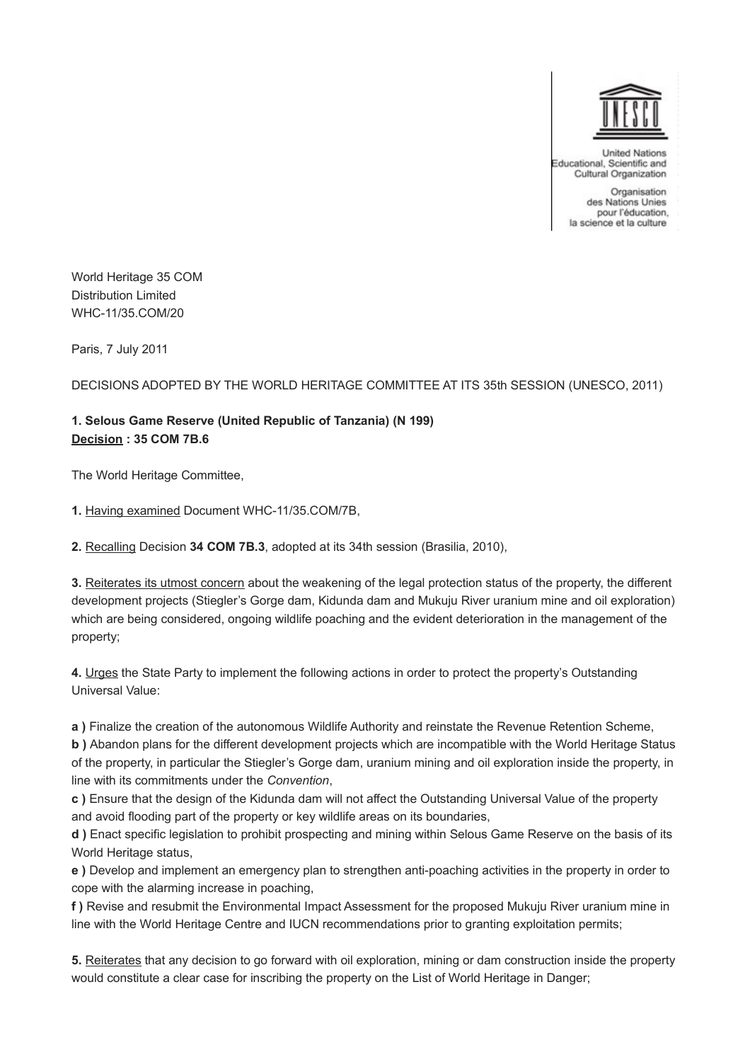United Nations Educational, Scientific and Cultural Organization

Organisation des Nations Unies pour l'éducation, la science et la culture

World Heritage 35 COM
Distribution Limited
WHC-11/35.COM/20

Paris, 7 July 2011

DECISIONS ADOPTED BY THE WORLD HERITAGE COMMITTEE AT ITS 35th SESSION (UNESCO, 2011)

**1. Selous Game Reserve (United Republic of Tanzania) (N 199)**
**Decision : 35 COM 7B.6**

The World Heritage Committee,

**1.** Having examined Document WHC-11/35.COM/7B,

**2.** Recalling Decision **34 COM 7B.3**, adopted at its 34th session (Brasilia, 2010),

**3.** Reiterates its utmost concern about the weakening of the legal protection status of the property, the different development projects (Stiegler's Gorge dam, Kidunda dam and Mukuju River uranium mine and oil exploration) which are being considered, ongoing wildlife poaching and the evident deterioration in the management of the property;

**4.** Urges the State Party to implement the following actions in order to protect the property's Outstanding Universal Value:

**a )** Finalize the creation of the autonomous Wildlife Authority and reinstate the Revenue Retention Scheme,
**b )** Abandon plans for the different development projects which are incompatible with the World Heritage Status of the property, in particular the Stiegler's Gorge dam, uranium mining and oil exploration inside the property, in line with its commitments under the *Convention*,
**c )** Ensure that the design of the Kidunda dam will not affect the Outstanding Universal Value of the property and avoid flooding part of the property or key wildlife areas on its boundaries,
**d )** Enact specific legislation to prohibit prospecting and mining within Selous Game Reserve on the basis of its World Heritage status,
**e )** Develop and implement an emergency plan to strengthen anti-poaching activities in the property in order to cope with the alarming increase in poaching,
**f )** Revise and resubmit the Environmental Impact Assessment for the proposed Mukuju River uranium mine in line with the World Heritage Centre and IUCN recommendations prior to granting exploitation permits;

**5.** Reiterates that any decision to go forward with oil exploration, mining or dam construction inside the property would constitute a clear case for inscribing the property on the List of World Heritage in Danger;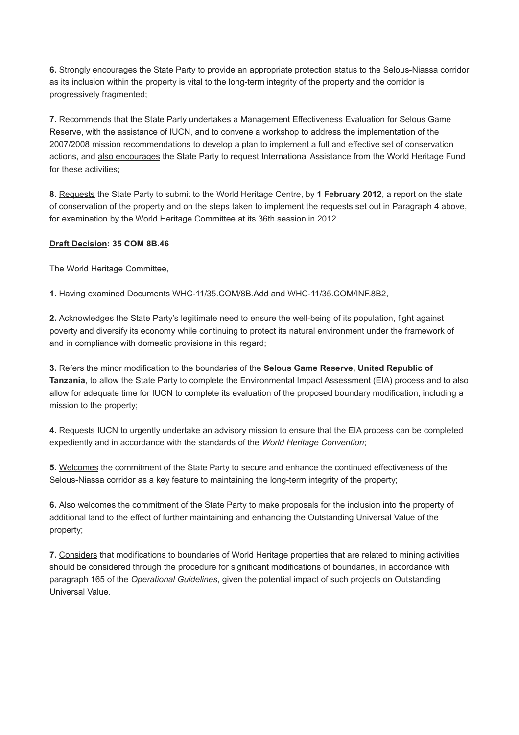**6.** Strongly encourages the State Party to provide an appropriate protection status to the Selous-Niassa corridor as its inclusion within the property is vital to the long-term integrity of the property and the corridor is progressively fragmented;

**7.** Recommends that the State Party undertakes a Management Effectiveness Evaluation for Selous Game Reserve, with the assistance of IUCN, and to convene a workshop to address the implementation of the 2007/2008 mission recommendations to develop a plan to implement a full and effective set of conservation actions, and also encourages the State Party to request International Assistance from the World Heritage Fund for these activities;

**8.** Requests the State Party to submit to the World Heritage Centre, by **1 February 2012**, a report on the state of conservation of the property and on the steps taken to implement the requests set out in Paragraph 4 above, for examination by the World Heritage Committee at its 36th session in 2012.

**Draft Decision: 35 COM 8B.46**

The World Heritage Committee,

**1.** Having examined Documents WHC-11/35.COM/8B.Add and WHC-11/35.COM/INF.8B2,

**2.** Acknowledges the State Party's legitimate need to ensure the well-being of its population, fight against poverty and diversify its economy while continuing to protect its natural environment under the framework of and in compliance with domestic provisions in this regard;

**3.** Refers the minor modification to the boundaries of the **Selous Game Reserve, United Republic of Tanzania**, to allow the State Party to complete the Environmental Impact Assessment (EIA) process and to also allow for adequate time for IUCN to complete its evaluation of the proposed boundary modification, including a mission to the property;

**4.** Requests IUCN to urgently undertake an advisory mission to ensure that the EIA process can be completed expediently and in accordance with the standards of the *World Heritage Convention*;

**5.** Welcomes the commitment of the State Party to secure and enhance the continued effectiveness of the Selous-Niassa corridor as a key feature to maintaining the long-term integrity of the property;

**6.** Also welcomes the commitment of the State Party to make proposals for the inclusion into the property of additional land to the effect of further maintaining and enhancing the Outstanding Universal Value of the property;

**7.** Considers that modifications to boundaries of World Heritage properties that are related to mining activities should be considered through the procedure for significant modifications of boundaries, in accordance with paragraph 165 of the *Operational Guidelines*, given the potential impact of such projects on Outstanding Universal Value.